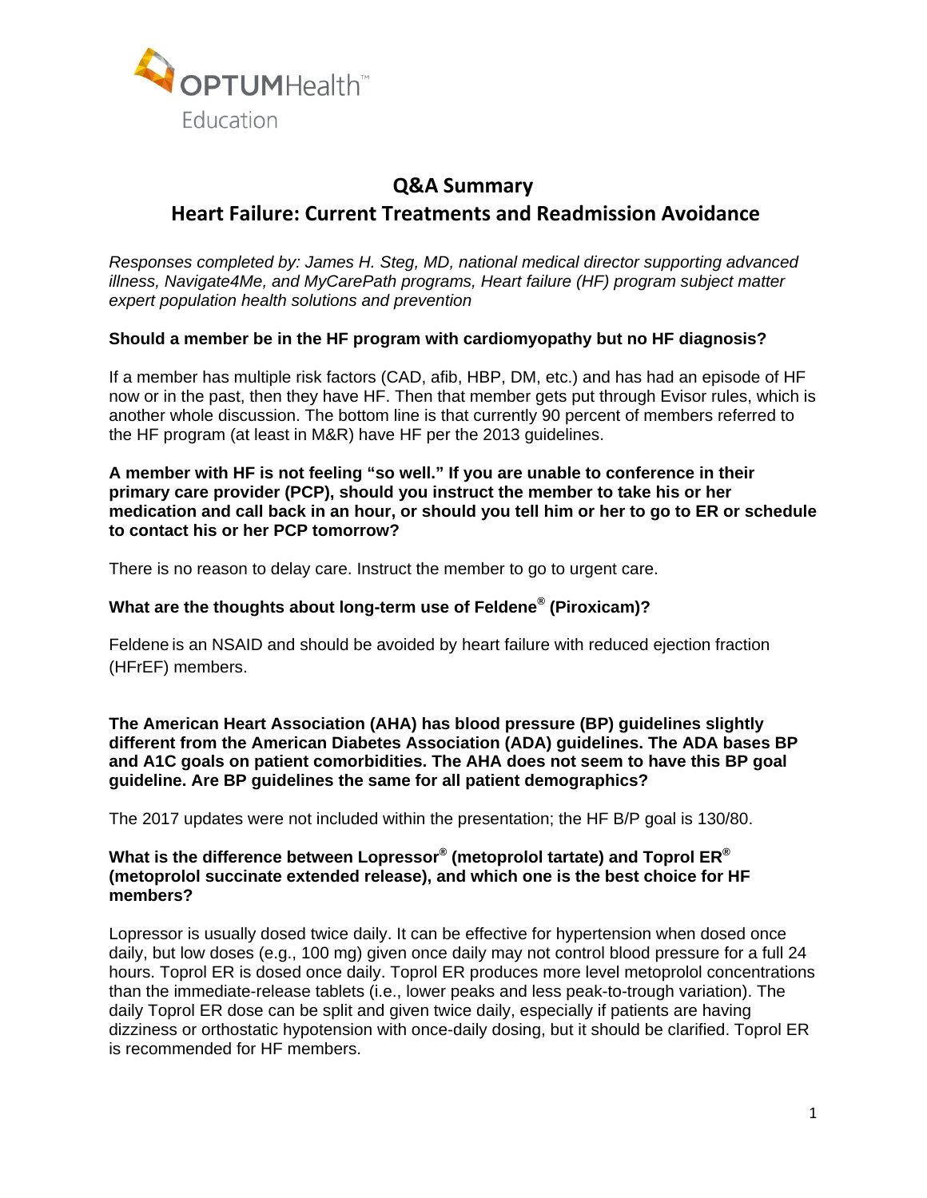OPTUMHealth™
Education

# Q&A Summary
## Heart Failure: Current Treatments and Readmission Avoidance

*Responses completed by: James H. Steg, MD, national medical director supporting advanced illness, Navigate4Me, and MyCarePath programs, Heart failure (HF) program subject matter expert population health solutions and prevention*

**Should a member be in the HF program with cardiomyopathy but no HF diagnosis?**

If a member has multiple risk factors (CAD, afib, HBP, DM, etc.) and has had an episode of HF now or in the past, then they have HF. Then that member gets put through Evisor rules, which is another whole discussion. The bottom line is that currently 90 percent of members referred to the HF program (at least in M&R) have HF per the 2013 guidelines.

**A member with HF is not feeling "so well." If you are unable to conference in their primary care provider (PCP), should you instruct the member to take his or her medication and call back in an hour, or should you tell him or her to go to ER or schedule to contact his or her PCP tomorrow?**

There is no reason to delay care. Instruct the member to go to urgent care.

**What are the thoughts about long-term use of Feldene® (Piroxicam)?**

Feldene is an NSAID and should be avoided by heart failure with reduced ejection fraction (HFrEF) members.

**The American Heart Association (AHA) has blood pressure (BP) guidelines slightly different from the American Diabetes Association (ADA) guidelines. The ADA bases BP and A1C goals on patient comorbidities. The AHA does not seem to have this BP goal guideline. Are BP guidelines the same for all patient demographics?**

The 2017 updates were not included within the presentation; the HF B/P goal is 130/80.

**What is the difference between Lopressor® (metoprolol tartate) and Toprol ER® (metoprolol succinate extended release), and which one is the best choice for HF members?**

Lopressor is usually dosed twice daily. It can be effective for hypertension when dosed once daily, but low doses (e.g., 100 mg) given once daily may not control blood pressure for a full 24 hours. Toprol ER is dosed once daily. Toprol ER produces more level metoprolol concentrations than the immediate-release tablets (i.e., lower peaks and less peak-to-trough variation). The daily Toprol ER dose can be split and given twice daily, especially if patients are having dizziness or orthostatic hypotension with once-daily dosing, but it should be clarified. Toprol ER is recommended for HF members.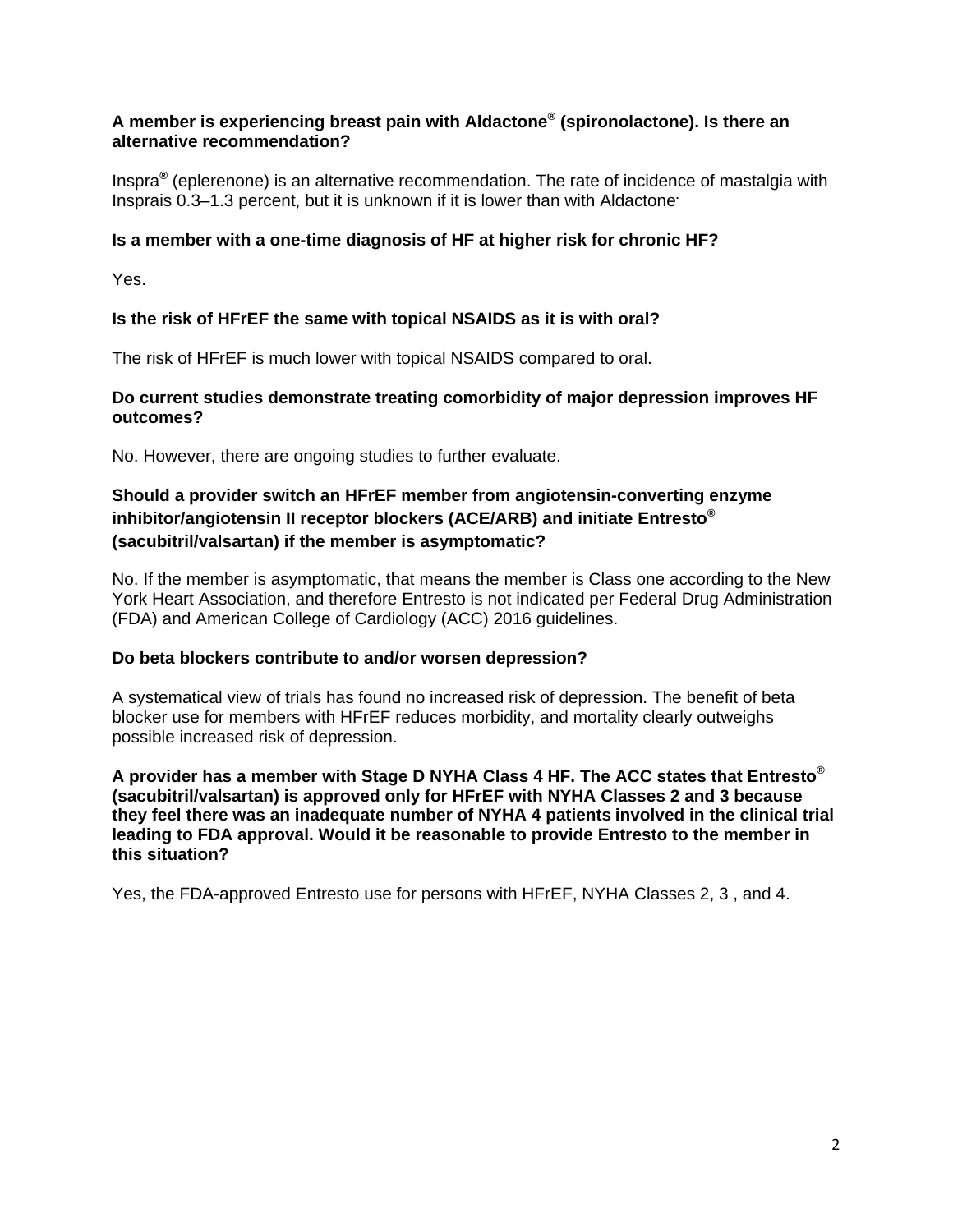**A member is experiencing breast pain with Aldactone® (spironolactone). Is there an alternative recommendation?**

Inspra® (eplerenone) is an alternative recommendation. The rate of incidence of mastalgia with Insprais 0.3–1.3 percent, but it is unknown if it is lower than with Aldactone.

**Is a member with a one-time diagnosis of HF at higher risk for chronic HF?**

Yes.

**Is the risk of HFrEF the same with topical NSAIDS as it is with oral?**

The risk of HFrEF is much lower with topical NSAIDS compared to oral.

**Do current studies demonstrate treating comorbidity of major depression improves HF outcomes?**

No. However, there are ongoing studies to further evaluate.

**Should a provider switch an HFrEF member from angiotensin-converting enzyme inhibitor/angiotensin II receptor blockers (ACE/ARB) and initiate Entresto® (sacubitril/valsartan) if the member is asymptomatic?**

No. If the member is asymptomatic, that means the member is Class one according to the New York Heart Association, and therefore Entresto is not indicated per Federal Drug Administration (FDA) and American College of Cardiology (ACC) 2016 guidelines.

**Do beta blockers contribute to and/or worsen depression?**

A systematical view of trials has found no increased risk of depression. The benefit of beta blocker use for members with HFrEF reduces morbidity, and mortality clearly outweighs possible increased risk of depression.

**A provider has a member with Stage D NYHA Class 4 HF. The ACC states that Entresto® (sacubitril/valsartan) is approved only for HFrEF with NYHA Classes 2 and 3 because they feel there was an inadequate number of NYHA 4 patients involved in the clinical trial leading to FDA approval. Would it be reasonable to provide Entresto to the member in this situation?**

Yes, the FDA-approved Entresto use for persons with HFrEF, NYHA Classes 2, 3 , and 4.